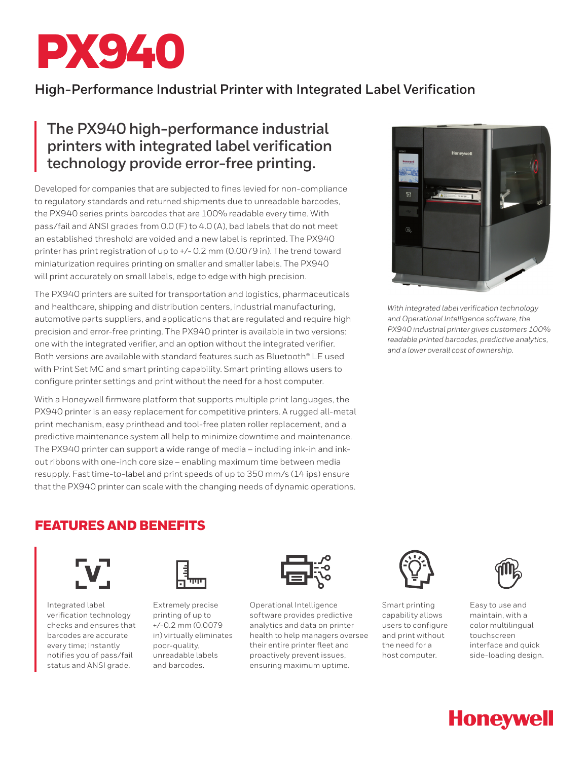# PX940

## High-Performance Industrial Printer with Integrated Label Verification

### The PX940 high-performance industrial printers with integrated label verification technology provide error-free printing.

Developed for companies that are subjected to fines levied for non-compliance to regulatory standards and returned shipments due to unreadable barcodes, the PX940 series prints barcodes that are 100% readable every time. With pass/fail and ANSI grades from 0.0 (F) to 4.0 (A), bad labels that do not meet an established threshold are voided and a new label is reprinted. The PX940 printer has print registration of up to +/- 0.2 mm (0.0079 in). The trend toward miniaturization requires printing on smaller and smaller labels. The PX940 will print accurately on small labels, edge to edge with high precision.

The PX940 printers are suited for transportation and logistics, pharmaceuticals and healthcare, shipping and distribution centers, industrial manufacturing, automotive parts suppliers, and applications that are regulated and require high precision and error-free printing. The PX940 printer is available in two versions: one with the integrated verifier, and an option without the integrated verifier. Both versions are available with standard features such as Bluetooth® LE used with Print Set MC and smart printing capability. Smart printing allows users to configure printer settings and print without the need for a host computer.

With a Honeywell firmware platform that supports multiple print languages, the PX940 printer is an easy replacement for competitive printers. A rugged all-metal print mechanism, easy printhead and tool-free platen roller replacement, and a predictive maintenance system all help to minimize downtime and maintenance. The PX940 printer can support a wide range of media – including ink-in and ink-out ribbons with one-inch core size – enabling maximum time between media resupply. Fast time-to-label and print speeds of up to 350 mm/s (14 ips) ensure that the PX940 printer can scale with the changing needs of dynamic operations.

*With integrated label verification technology and Operational Intelligence software, the PX940 industrial printer gives customers 100% readable printed barcodes, predictive analytics, and a lower overall cost of ownership.*

## FEATURES AND BENEFITS

- Integrated label verification technology checks and ensures that barcodes are accurate every time; instantly notifies you of pass/fail status and ANSI grade.
- Extremely precise printing of up to +/-0.2 mm (0.0079 in) virtually eliminates poor-quality, unreadable labels and barcodes.
- Operational Intelligence software provides predictive analytics and data on printer health to help managers oversee their entire printer fleet and proactively prevent issues, ensuring maximum uptime.
- Smart printing capability allows users to configure and print without the need for a host computer.
- Easy to use and maintain, with a color multilingual touchscreen interface and quick side-loading design.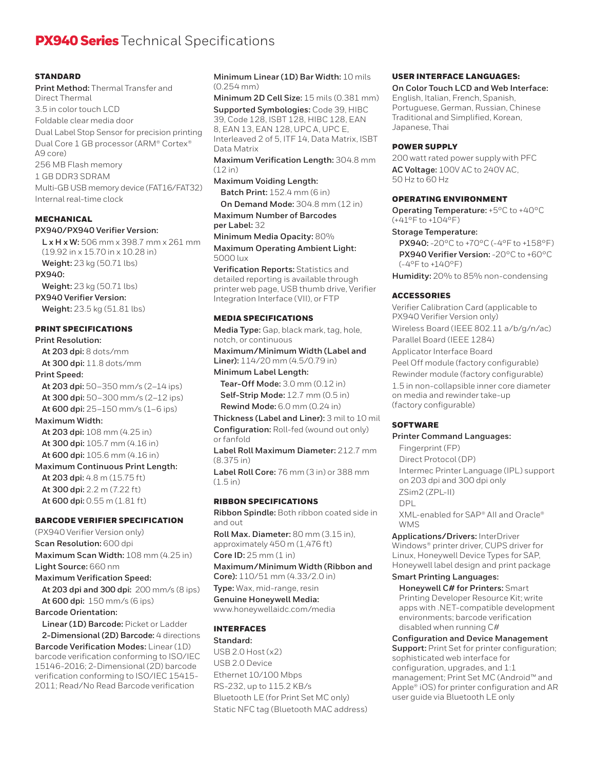# PX940 Series Technical Specifications

## STANDARD

**Print Method:** Thermal Transfer and Direct Thermal

3.5 in color touch LCD

Foldable clear media door

Dual Label Stop Sensor for precision printing

Dual Core 1 GB processor (ARM® Cortex® A9 core)

256 MB Flash memory

1 GB DDR3 SDRAM

Multi-GB USB memory device (FAT16/FAT32)

Internal real-time clock

## MECHANICAL

**PX940/PX940 Verifier Version:**

- **L x H x W:** 506 mm x 398.7 mm x 261 mm (19.92 in x 15.70 in x 10.28 in)
- **Weight:** 23 kg (50.71 lbs)

**PX940:**

- **Weight:** 23 kg (50.71 lbs)

**PX940 Verifier Version:**

- **Weight:** 23.5 kg (51.81 lbs)

## PRINT SPECIFICATIONS

**Print Resolution:**

- **At 203 dpi:** 8 dots/mm
- **At 300 dpi:** 11.8 dots/mm

**Print Speed:**

- **At 203 dpi:** 50–350 mm/s (2–14 ips)
- **At 300 dpi:** 50–300 mm/s (2–12 ips)
- **At 600 dpi:** 25–150 mm/s (1–6 ips)

**Maximum Width:**

- **At 203 dpi:** 108 mm (4.25 in)
- **At 300 dpi:** 105.7 mm (4.16 in)
- **At 600 dpi:** 105.6 mm (4.16 in)

**Maximum Continuous Print Length:**

- **At 203 dpi:** 4.8 m (15.75 ft)
- **At 300 dpi:** 2.2 m (7.22 ft)
- **At 600 dpi:** 0.55 m (1.81 ft)

## BARCODE VERIFIER SPECIFICATION

(PX940 Verifier Version only)

**Scan Resolution:** 600 dpi

**Maximum Scan Width:** 108 mm (4.25 in)

**Light Source:** 660 nm

**Maximum Verification Speed:**

- **At 203 dpi and 300 dpi:** 200 mm/s (8 ips)
- **At 600 dpi:** 150 mm/s (6 ips)

**Barcode Orientation:**

- **Linear (1D) Barcode:** Picket or Ladder
- **2-Dimensional (2D) Barcode:** 4 directions

**Barcode Verification Modes:** Linear (1D) barcode verification conforming to ISO/IEC 15146-2016; 2-Dimensional (2D) barcode verification conforming to ISO/IEC 15415-2011; Read/No Read Barcode verification

**Minimum Linear (1D) Bar Width:** 10 mils (0.254 mm)

**Minimum 2D Cell Size:** 15 mils (0.381 mm)

**Supported Symbologies:** Code 39, HIBC 39, Code 128, ISBT 128, HIBC 128, EAN 8, EAN 13, EAN 128, UPC A, UPC E, Interleaved 2 of 5, ITF 14, Data Matrix, ISBT Data Matrix

**Maximum Verification Length:** 304.8 mm (12 in)

**Maximum Voiding Length:**

- **Batch Print:** 152.4 mm (6 in)
- **On Demand Mode:** 304.8 mm (12 in)

**Maximum Number of Barcodes per Label:** 32

**Minimum Media Opacity:** 80%

**Maximum Operating Ambient Light:** 5000 lux

**Verification Reports:** Statistics and detailed reporting is available through printer web page, USB thumb drive, Verifier Integration Interface (VII), or FTP

## MEDIA SPECIFICATIONS

**Media Type:** Gap, black mark, tag, hole, notch, or continuous

**Maximum/Minimum Width (Label and Liner):** 114/20 mm (4.5/0.79 in)

**Minimum Label Length:**

- **Tear-Off Mode:** 3.0 mm (0.12 in)
- **Self-Strip Mode:** 12.7 mm (0.5 in)
- **Rewind Mode:** 6.0 mm (0.24 in)

**Thickness (Label and Liner):** 3 mil to 10 mil

**Configuration:** Roll-fed (wound out only) or fanfold

**Label Roll Maximum Diameter:** 212.7 mm (8.375 in)

**Label Roll Core:** 76 mm (3 in) or 388 mm (1.5 in)

## RIBBON SPECIFICATIONS

**Ribbon Spindle:** Both ribbon coated side in and out

**Roll Max. Diameter:** 80 mm (3.15 in), approximately 450 m (1,476 ft)

**Core ID:** 25 mm (1 in)

**Maximum/Minimum Width (Ribbon and Core):** 110/51 mm (4.33/2.0 in)

**Type:** Wax, mid-range, resin

**Genuine Honeywell Media:** www.honeywellaidc.com/media

## INTERFACES

**Standard:**

USB 2.0 Host (x2)

USB 2.0 Device

Ethernet 10/100 Mbps

RS-232, up to 115.2 KB/s

Bluetooth LE (for Print Set MC only)

Static NFC tag (Bluetooth MAC address)

## USER INTERFACE LANGUAGES:

**On Color Touch LCD and Web Interface:** English, Italian, French, Spanish, Portuguese, German, Russian, Chinese Traditional and Simplified, Korean, Japanese, Thai

## POWER SUPPLY

200 watt rated power supply with PFC

**AC Voltage:** 100V AC to 240V AC, 50 Hz to 60 Hz

## OPERATING ENVIRONMENT

**Operating Temperature:** +5°C to +40°C (+41°F to +104°F)

**Storage Temperature:**

- **PX940:** -20°C to +70°C (-4°F to +158°F)
- **PX940 Verifier Version:** -20°C to +60°C (-4°F to +140°F)

**Humidity:** 20% to 85% non-condensing

## ACCESSORIES

Verifier Calibration Card (applicable to PX940 Verifier Version only)

Wireless Board (IEEE 802.11 a/b/g/n/ac)

Parallel Board (IEEE 1284)

Applicator Interface Board

Peel Off module (factory configurable)

Rewinder module (factory configurable)

1.5 in non-collapsible inner core diameter on media and rewinder take-up (factory configurable)

## SOFTWARE

**Printer Command Languages:**

- Fingerprint (FP)
- Direct Protocol (DP)
- Intermec Printer Language (IPL) support on 203 dpi and 300 dpi only
- ZSim2 (ZPL-II)
- DPL
- XML-enabled for SAP® AII and Oracle® WMS

**Applications/Drivers:** InterDriver Windows® printer driver, CUPS driver for Linux, Honeywell Device Types for SAP, Honeywell label design and print package

**Smart Printing Languages:**

- **Honeywell C# for Printers:** Smart Printing Developer Resource Kit; write apps with .NET-compatible development environments; barcode verification disabled when running C#

**Configuration and Device Management Support:** Print Set for printer configuration; sophisticated web interface for configuration, upgrades, and 1:1 management; Print Set MC (Android™ and Apple® iOS) for printer configuration and AR user guide via Bluetooth LE only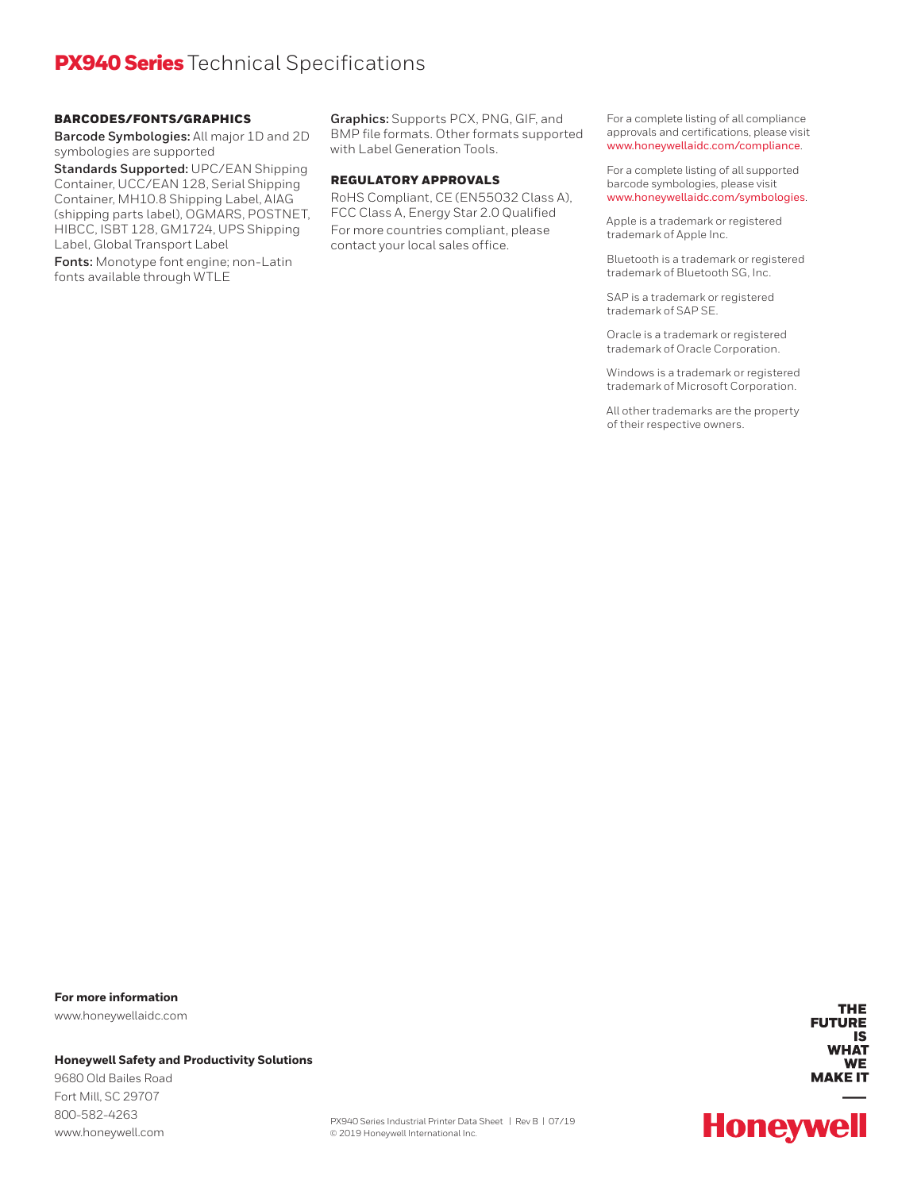# PX940 Series Technical Specifications

### BARCODES/FONTS/GRAPHICS

**Barcode Symbologies:** All major 1D and 2D symbologies are supported

**Standards Supported:** UPC/EAN Shipping Container, UCC/EAN 128, Serial Shipping Container, MH10.8 Shipping Label, AIAG (shipping parts label), OGMARS, POSTNET, HIBCC, ISBT 128, GM1724, UPS Shipping Label, Global Transport Label

**Fonts:** Monotype font engine; non-Latin fonts available through WTLE

**Graphics:** Supports PCX, PNG, GIF, and BMP file formats. Other formats supported with Label Generation Tools.

### REGULATORY APPROVALS

RoHS Compliant, CE (EN55032 Class A), FCC Class A, Energy Star 2.0 Qualified

For more countries compliant, please contact your local sales office.

For a complete listing of all compliance approvals and certifications, please visit www.honeywellaidc.com/compliance.

For a complete listing of all supported barcode symbologies, please visit www.honeywellaidc.com/symbologies.

Apple is a trademark or registered trademark of Apple Inc.

Bluetooth is a trademark or registered trademark of Bluetooth SG, Inc.

SAP is a trademark or registered trademark of SAP SE.

Oracle is a trademark or registered trademark of Oracle Corporation.

Windows is a trademark or registered trademark of Microsoft Corporation.

All other trademarks are the property of their respective owners.

**For more information**

www.honeywellaidc.com

**Honeywell Safety and Productivity Solutions**

9680 Old Bailes Road
Fort Mill, SC 29707
800-582-4263
www.honeywell.com

PX940 Series Industrial Printer Data Sheet | Rev B | 07/19
© 2019 Honeywell International Inc.

THE FUTURE IS WHAT WE MAKE IT

Honeywell